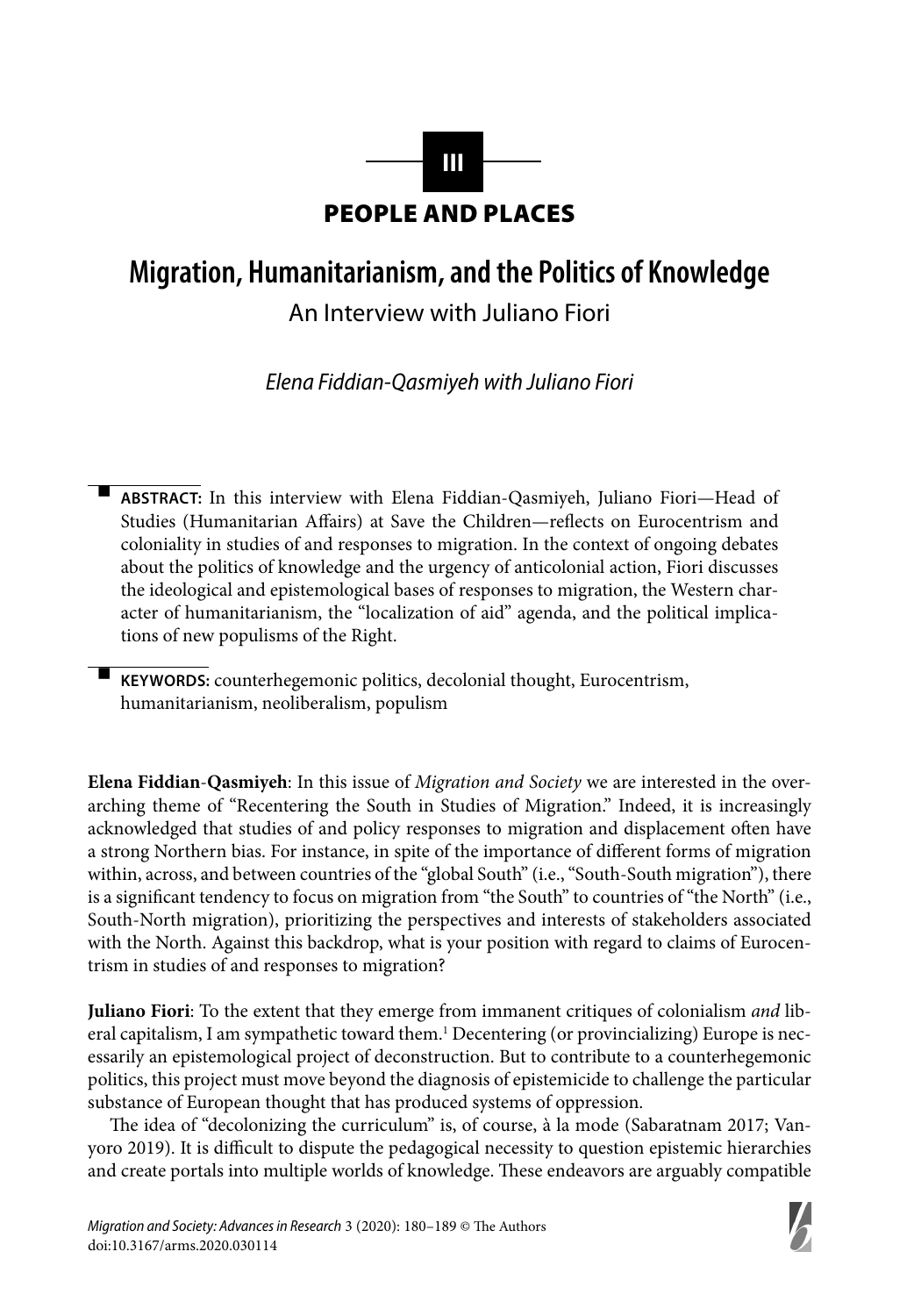III

PEOPLE AND PLACES

# Migration, Humanitarianism, and the Politics of Knowledge

## An Interview with Juliano Fiori

*Elena Fiddian-Qasmiyeh with Juliano Fiori*

**ABSTRACT:** In this interview with Elena Fiddian-Qasmiyeh, Juliano Fiori—Head of Studies (Humanitarian Affairs) at Save the Children—reflects on Eurocentrism and coloniality in studies of and responses to migration. In the context of ongoing debates about the politics of knowledge and the urgency of anticolonial action, Fiori discusses the ideological and epistemological bases of responses to migration, the Western character of humanitarianism, the "localization of aid" agenda, and the political implications of new populisms of the Right.

**KEYWORDS:** counterhegemonic politics, decolonial thought, Eurocentrism, humanitarianism, neoliberalism, populism

**Elena Fiddian-Qasmiyeh**: In this issue of *Migration and Society* we are interested in the overarching theme of "Recentering the South in Studies of Migration." Indeed, it is increasingly acknowledged that studies of and policy responses to migration and displacement often have a strong Northern bias. For instance, in spite of the importance of different forms of migration within, across, and between countries of the "global South" (i.e., "South-South migration"), there is a significant tendency to focus on migration from "the South" to countries of "the North" (i.e., South-North migration), prioritizing the perspectives and interests of stakeholders associated with the North. Against this backdrop, what is your position with regard to claims of Eurocentrism in studies of and responses to migration?

**Juliano Fiori**: To the extent that they emerge from immanent critiques of colonialism *and* liberal capitalism, I am sympathetic toward them.[1] Decentering (or provincializing) Europe is necessarily an epistemological project of deconstruction. But to contribute to a counterhegemonic politics, this project must move beyond the diagnosis of epistemicide to challenge the particular substance of European thought that has produced systems of oppression.

The idea of "decolonizing the curriculum" is, of course, à la mode (Sabaratnam 2017; Vanyoro 2019). It is difficult to dispute the pedagogical necessity to question epistemic hierarchies and create portals into multiple worlds of knowledge. These endeavors are arguably compatible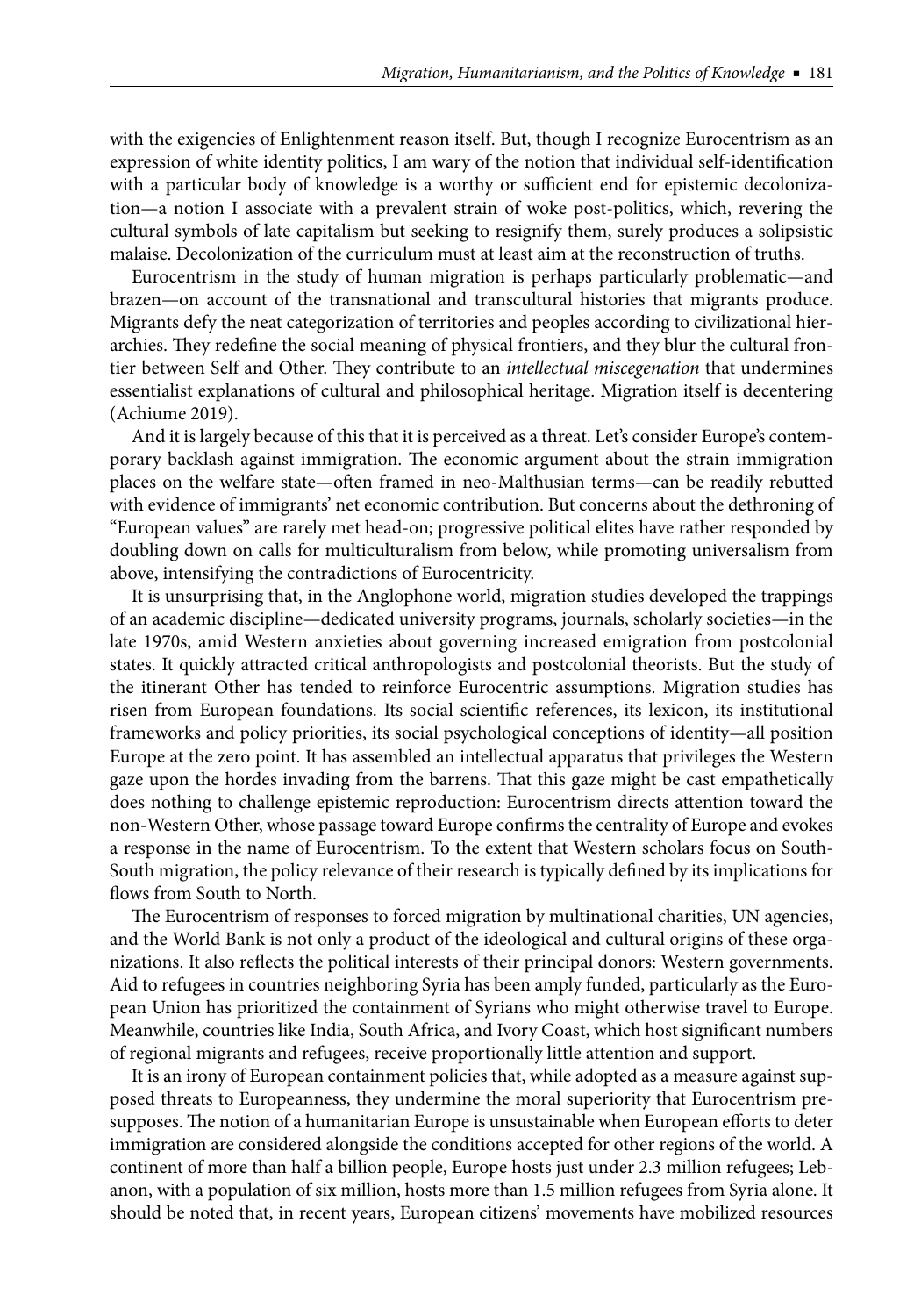with the exigencies of Enlightenment reason itself. But, though I recognize Eurocentrism as an expression of white identity politics, I am wary of the notion that individual self-identification with a particular body of knowledge is a worthy or sufficient end for epistemic decolonization—a notion I associate with a prevalent strain of woke post-politics, which, revering the cultural symbols of late capitalism but seeking to resignify them, surely produces a solipsistic malaise. Decolonization of the curriculum must at least aim at the reconstruction of truths.

Eurocentrism in the study of human migration is perhaps particularly problematic—and brazen—on account of the transnational and transcultural histories that migrants produce. Migrants defy the neat categorization of territories and peoples according to civilizational hierarchies. They redefine the social meaning of physical frontiers, and they blur the cultural frontier between Self and Other. They contribute to an *intellectual miscegenation* that undermines essentialist explanations of cultural and philosophical heritage. Migration itself is decentering (Achiume 2019).

And it is largely because of this that it is perceived as a threat. Let's consider Europe's contemporary backlash against immigration. The economic argument about the strain immigration places on the welfare state—often framed in neo-Malthusian terms—can be readily rebutted with evidence of immigrants' net economic contribution. But concerns about the dethroning of "European values" are rarely met head-on; progressive political elites have rather responded by doubling down on calls for multiculturalism from below, while promoting universalism from above, intensifying the contradictions of Eurocentricity.

It is unsurprising that, in the Anglophone world, migration studies developed the trappings of an academic discipline—dedicated university programs, journals, scholarly societies—in the late 1970s, amid Western anxieties about governing increased emigration from postcolonial states. It quickly attracted critical anthropologists and postcolonial theorists. But the study of the itinerant Other has tended to reinforce Eurocentric assumptions. Migration studies has risen from European foundations. Its social scientific references, its lexicon, its institutional frameworks and policy priorities, its social psychological conceptions of identity—all position Europe at the zero point. It has assembled an intellectual apparatus that privileges the Western gaze upon the hordes invading from the barrens. That this gaze might be cast empathetically does nothing to challenge epistemic reproduction: Eurocentrism directs attention toward the non-Western Other, whose passage toward Europe confirms the centrality of Europe and evokes a response in the name of Eurocentrism. To the extent that Western scholars focus on South-South migration, the policy relevance of their research is typically defined by its implications for flows from South to North.

The Eurocentrism of responses to forced migration by multinational charities, UN agencies, and the World Bank is not only a product of the ideological and cultural origins of these organizations. It also reflects the political interests of their principal donors: Western governments. Aid to refugees in countries neighboring Syria has been amply funded, particularly as the European Union has prioritized the containment of Syrians who might otherwise travel to Europe. Meanwhile, countries like India, South Africa, and Ivory Coast, which host significant numbers of regional migrants and refugees, receive proportionally little attention and support.

It is an irony of European containment policies that, while adopted as a measure against supposed threats to Europeanness, they undermine the moral superiority that Eurocentrism presupposes. The notion of a humanitarian Europe is unsustainable when European efforts to deter immigration are considered alongside the conditions accepted for other regions of the world. A continent of more than half a billion people, Europe hosts just under 2.3 million refugees; Lebanon, with a population of six million, hosts more than 1.5 million refugees from Syria alone. It should be noted that, in recent years, European citizens' movements have mobilized resources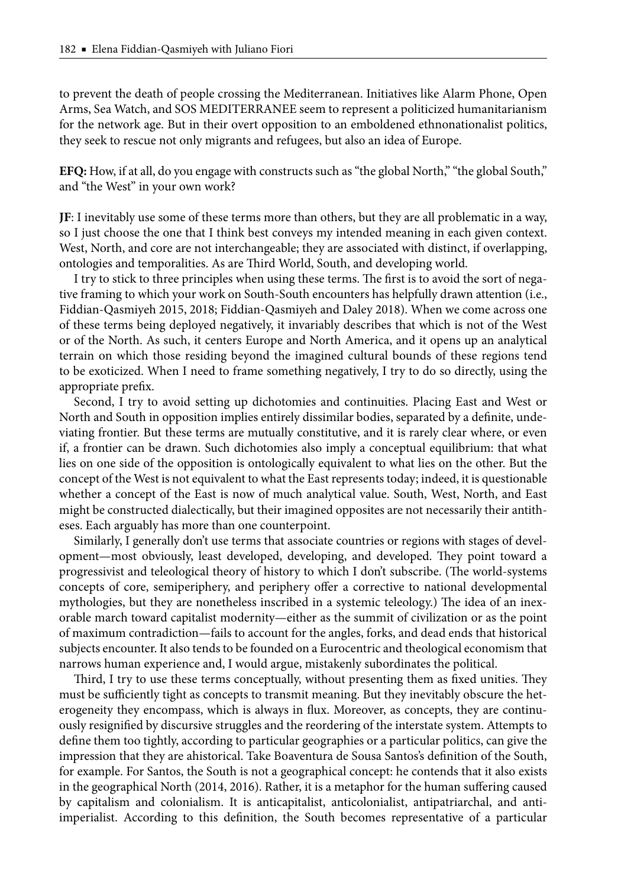to prevent the death of people crossing the Mediterranean. Initiatives like Alarm Phone, Open Arms, Sea Watch, and SOS MEDITERRANEE seem to represent a politicized humanitarianism for the network age. But in their overt opposition to an emboldened ethnonationalist politics, they seek to rescue not only migrants and refugees, but also an idea of Europe.

**EFQ:** How, if at all, do you engage with constructs such as "the global North," "the global South," and "the West" in your own work?

**JF**: I inevitably use some of these terms more than others, but they are all problematic in a way, so I just choose the one that I think best conveys my intended meaning in each given context. West, North, and core are not interchangeable; they are associated with distinct, if overlapping, ontologies and temporalities. As are Third World, South, and developing world.

I try to stick to three principles when using these terms. The first is to avoid the sort of negative framing to which your work on South-South encounters has helpfully drawn attention (i.e., Fiddian-Qasmiyeh 2015, 2018; Fiddian-Qasmiyeh and Daley 2018). When we come across one of these terms being deployed negatively, it invariably describes that which is not of the West or of the North. As such, it centers Europe and North America, and it opens up an analytical terrain on which those residing beyond the imagined cultural bounds of these regions tend to be exoticized. When I need to frame something negatively, I try to do so directly, using the appropriate prefix.

Second, I try to avoid setting up dichotomies and continuities. Placing East and West or North and South in opposition implies entirely dissimilar bodies, separated by a definite, undeviating frontier. But these terms are mutually constitutive, and it is rarely clear where, or even if, a frontier can be drawn. Such dichotomies also imply a conceptual equilibrium: that what lies on one side of the opposition is ontologically equivalent to what lies on the other. But the concept of the West is not equivalent to what the East represents today; indeed, it is questionable whether a concept of the East is now of much analytical value. South, West, North, and East might be constructed dialectically, but their imagined opposites are not necessarily their antitheses. Each arguably has more than one counterpoint.

Similarly, I generally don't use terms that associate countries or regions with stages of development—most obviously, least developed, developing, and developed. They point toward a progressivist and teleological theory of history to which I don't subscribe. (The world-systems concepts of core, semiperiphery, and periphery offer a corrective to national developmental mythologies, but they are nonetheless inscribed in a systemic teleology.) The idea of an inexorable march toward capitalist modernity—either as the summit of civilization or as the point of maximum contradiction—fails to account for the angles, forks, and dead ends that historical subjects encounter. It also tends to be founded on a Eurocentric and theological economism that narrows human experience and, I would argue, mistakenly subordinates the political.

Third, I try to use these terms conceptually, without presenting them as fixed unities. They must be sufficiently tight as concepts to transmit meaning. But they inevitably obscure the heterogeneity they encompass, which is always in flux. Moreover, as concepts, they are continuously resignified by discursive struggles and the reordering of the interstate system. Attempts to define them too tightly, according to particular geographies or a particular politics, can give the impression that they are ahistorical. Take Boaventura de Sousa Santos's definition of the South, for example. For Santos, the South is not a geographical concept: he contends that it also exists in the geographical North (2014, 2016). Rather, it is a metaphor for the human suffering caused by capitalism and colonialism. It is anticapitalist, anticolonialist, antipatriarchal, and anti-imperialist. According to this definition, the South becomes representative of a particular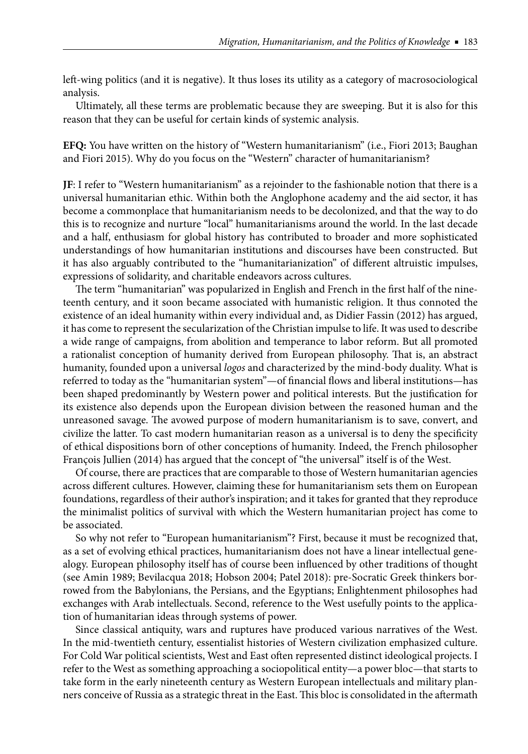left-wing politics (and it is negative). It thus loses its utility as a category of macrosociological analysis.

Ultimately, all these terms are problematic because they are sweeping. But it is also for this reason that they can be useful for certain kinds of systemic analysis.

**EFQ:** You have written on the history of "Western humanitarianism" (i.e., Fiori 2013; Baughan and Fiori 2015). Why do you focus on the "Western" character of humanitarianism?

**JF**: I refer to "Western humanitarianism" as a rejoinder to the fashionable notion that there is a universal humanitarian ethic. Within both the Anglophone academy and the aid sector, it has become a commonplace that humanitarianism needs to be decolonized, and that the way to do this is to recognize and nurture "local" humanitarianisms around the world. In the last decade and a half, enthusiasm for global history has contributed to broader and more sophisticated understandings of how humanitarian institutions and discourses have been constructed. But it has also arguably contributed to the "humanitarianization" of different altruistic impulses, expressions of solidarity, and charitable endeavors across cultures.

The term "humanitarian" was popularized in English and French in the first half of the nineteenth century, and it soon became associated with humanistic religion. It thus connoted the existence of an ideal humanity within every individual and, as Didier Fassin (2012) has argued, it has come to represent the secularization of the Christian impulse to life. It was used to describe a wide range of campaigns, from abolition and temperance to labor reform. But all promoted a rationalist conception of humanity derived from European philosophy. That is, an abstract humanity, founded upon a universal *logos* and characterized by the mind-body duality. What is referred to today as the "humanitarian system"—of financial flows and liberal institutions—has been shaped predominantly by Western power and political interests. But the justification for its existence also depends upon the European division between the reasoned human and the unreasoned savage. The avowed purpose of modern humanitarianism is to save, convert, and civilize the latter. To cast modern humanitarian reason as a universal is to deny the specificity of ethical dispositions born of other conceptions of humanity. Indeed, the French philosopher François Jullien (2014) has argued that the concept of "the universal" itself is of the West.

Of course, there are practices that are comparable to those of Western humanitarian agencies across different cultures. However, claiming these for humanitarianism sets them on European foundations, regardless of their author's inspiration; and it takes for granted that they reproduce the minimalist politics of survival with which the Western humanitarian project has come to be associated.

So why not refer to "European humanitarianism"? First, because it must be recognized that, as a set of evolving ethical practices, humanitarianism does not have a linear intellectual genealogy. European philosophy itself has of course been influenced by other traditions of thought (see Amin 1989; Bevilacqua 2018; Hobson 2004; Patel 2018): pre-Socratic Greek thinkers borrowed from the Babylonians, the Persians, and the Egyptians; Enlightenment philosophes had exchanges with Arab intellectuals. Second, reference to the West usefully points to the application of humanitarian ideas through systems of power.

Since classical antiquity, wars and ruptures have produced various narratives of the West. In the mid-twentieth century, essentialist histories of Western civilization emphasized culture. For Cold War political scientists, West and East often represented distinct ideological projects. I refer to the West as something approaching a sociopolitical entity—a power bloc—that starts to take form in the early nineteenth century as Western European intellectuals and military planners conceive of Russia as a strategic threat in the East. This bloc is consolidated in the aftermath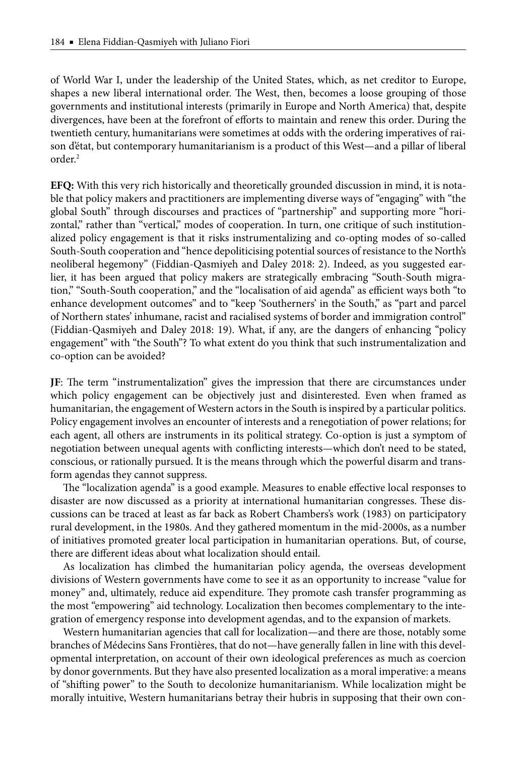of World War I, under the leadership of the United States, which, as net creditor to Europe, shapes a new liberal international order. The West, then, becomes a loose grouping of those governments and institutional interests (primarily in Europe and North America) that, despite divergences, have been at the forefront of efforts to maintain and renew this order. During the twentieth century, humanitarians were sometimes at odds with the ordering imperatives of raison d'état, but contemporary humanitarianism is a product of this West—and a pillar of liberal order.[2]

**EFQ:** With this very rich historically and theoretically grounded discussion in mind, it is notable that policy makers and practitioners are implementing diverse ways of "engaging" with "the global South" through discourses and practices of "partnership" and supporting more "horizontal," rather than "vertical," modes of cooperation. In turn, one critique of such institutionalized policy engagement is that it risks instrumentalizing and co-opting modes of so-called South-South cooperation and "hence depoliticising potential sources of resistance to the North's neoliberal hegemony" (Fiddian-Qasmiyeh and Daley 2018: 2). Indeed, as you suggested earlier, it has been argued that policy makers are strategically embracing "South-South migration," "South-South cooperation," and the "localisation of aid agenda" as efficient ways both "to enhance development outcomes" and to "keep 'Southerners' in the South," as "part and parcel of Northern states' inhumane, racist and racialised systems of border and immigration control" (Fiddian-Qasmiyeh and Daley 2018: 19). What, if any, are the dangers of enhancing "policy engagement" with "the South"? To what extent do you think that such instrumentalization and co-option can be avoided?

**JF**: The term "instrumentalization" gives the impression that there are circumstances under which policy engagement can be objectively just and disinterested. Even when framed as humanitarian, the engagement of Western actors in the South is inspired by a particular politics. Policy engagement involves an encounter of interests and a renegotiation of power relations; for each agent, all others are instruments in its political strategy. Co-option is just a symptom of negotiation between unequal agents with conflicting interests—which don't need to be stated, conscious, or rationally pursued. It is the means through which the powerful disarm and transform agendas they cannot suppress.

The "localization agenda" is a good example. Measures to enable effective local responses to disaster are now discussed as a priority at international humanitarian congresses. These discussions can be traced at least as far back as Robert Chambers's work (1983) on participatory rural development, in the 1980s. And they gathered momentum in the mid-2000s, as a number of initiatives promoted greater local participation in humanitarian operations. But, of course, there are different ideas about what localization should entail.

As localization has climbed the humanitarian policy agenda, the overseas development divisions of Western governments have come to see it as an opportunity to increase "value for money" and, ultimately, reduce aid expenditure. They promote cash transfer programming as the most "empowering" aid technology. Localization then becomes complementary to the integration of emergency response into development agendas, and to the expansion of markets.

Western humanitarian agencies that call for localization—and there are those, notably some branches of Médecins Sans Frontières, that do not—have generally fallen in line with this developmental interpretation, on account of their own ideological preferences as much as coercion by donor governments. But they have also presented localization as a moral imperative: a means of "shifting power" to the South to decolonize humanitarianism. While localization might be morally intuitive, Western humanitarians betray their hubris in supposing that their own con-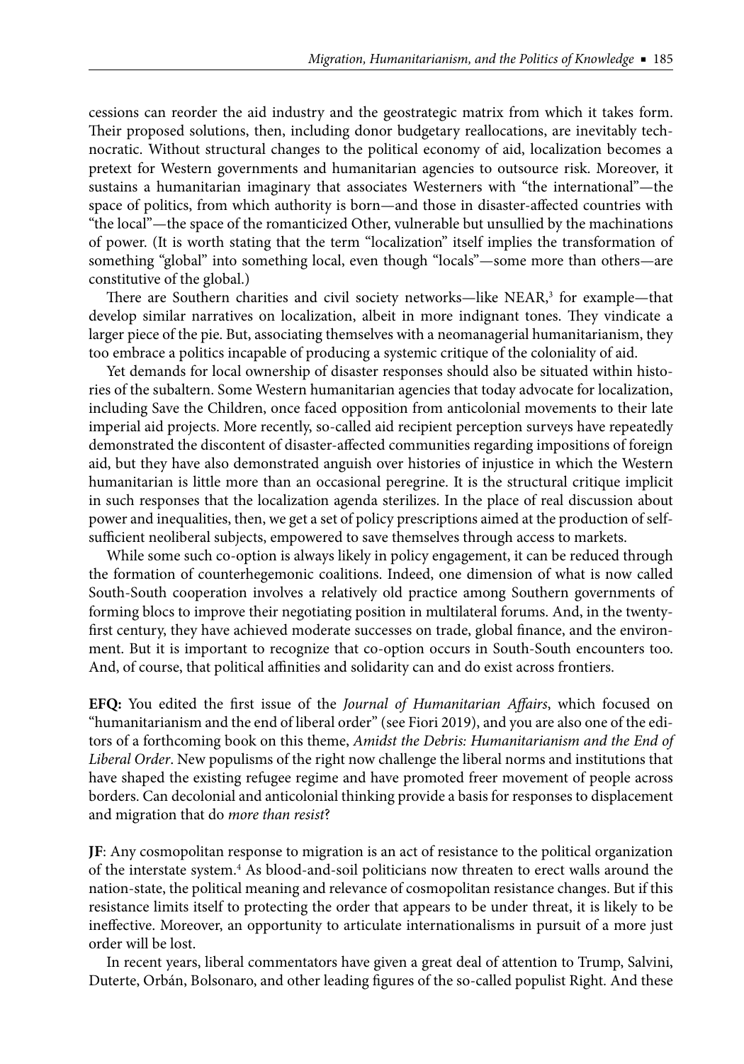cessions can reorder the aid industry and the geostrategic matrix from which it takes form. Their proposed solutions, then, including donor budgetary reallocations, are inevitably technocratic. Without structural changes to the political economy of aid, localization becomes a pretext for Western governments and humanitarian agencies to outsource risk. Moreover, it sustains a humanitarian imaginary that associates Westerners with "the international"—the space of politics, from which authority is born—and those in disaster-affected countries with "the local"—the space of the romanticized Other, vulnerable but unsullied by the machinations of power. (It is worth stating that the term "localization" itself implies the transformation of something "global" into something local, even though "locals"—some more than others—are constitutive of the global.)

There are Southern charities and civil society networks—like NEAR,[3] for example—that develop similar narratives on localization, albeit in more indignant tones. They vindicate a larger piece of the pie. But, associating themselves with a neomanagerial humanitarianism, they too embrace a politics incapable of producing a systemic critique of the coloniality of aid.

Yet demands for local ownership of disaster responses should also be situated within histories of the subaltern. Some Western humanitarian agencies that today advocate for localization, including Save the Children, once faced opposition from anticolonial movements to their late imperial aid projects. More recently, so-called aid recipient perception surveys have repeatedly demonstrated the discontent of disaster-affected communities regarding impositions of foreign aid, but they have also demonstrated anguish over histories of injustice in which the Western humanitarian is little more than an occasional peregrine. It is the structural critique implicit in such responses that the localization agenda sterilizes. In the place of real discussion about power and inequalities, then, we get a set of policy prescriptions aimed at the production of self-sufficient neoliberal subjects, empowered to save themselves through access to markets.

While some such co-option is always likely in policy engagement, it can be reduced through the formation of counterhegemonic coalitions. Indeed, one dimension of what is now called South-South cooperation involves a relatively old practice among Southern governments of forming blocs to improve their negotiating position in multilateral forums. And, in the twenty-first century, they have achieved moderate successes on trade, global finance, and the environment. But it is important to recognize that co-option occurs in South-South encounters too. And, of course, that political affinities and solidarity can and do exist across frontiers.

**EFQ:** You edited the first issue of the *Journal of Humanitarian Affairs*, which focused on "humanitarianism and the end of liberal order" (see Fiori 2019), and you are also one of the editors of a forthcoming book on this theme, *Amidst the Debris: Humanitarianism and the End of Liberal Order*. New populisms of the right now challenge the liberal norms and institutions that have shaped the existing refugee regime and have promoted freer movement of people across borders. Can decolonial and anticolonial thinking provide a basis for responses to displacement and migration that do *more than resist*?

**JF**: Any cosmopolitan response to migration is an act of resistance to the political organization of the interstate system.[4] As blood-and-soil politicians now threaten to erect walls around the nation-state, the political meaning and relevance of cosmopolitan resistance changes. But if this resistance limits itself to protecting the order that appears to be under threat, it is likely to be ineffective. Moreover, an opportunity to articulate internationalisms in pursuit of a more just order will be lost.

In recent years, liberal commentators have given a great deal of attention to Trump, Salvini, Duterte, Orbán, Bolsonaro, and other leading figures of the so-called populist Right. And these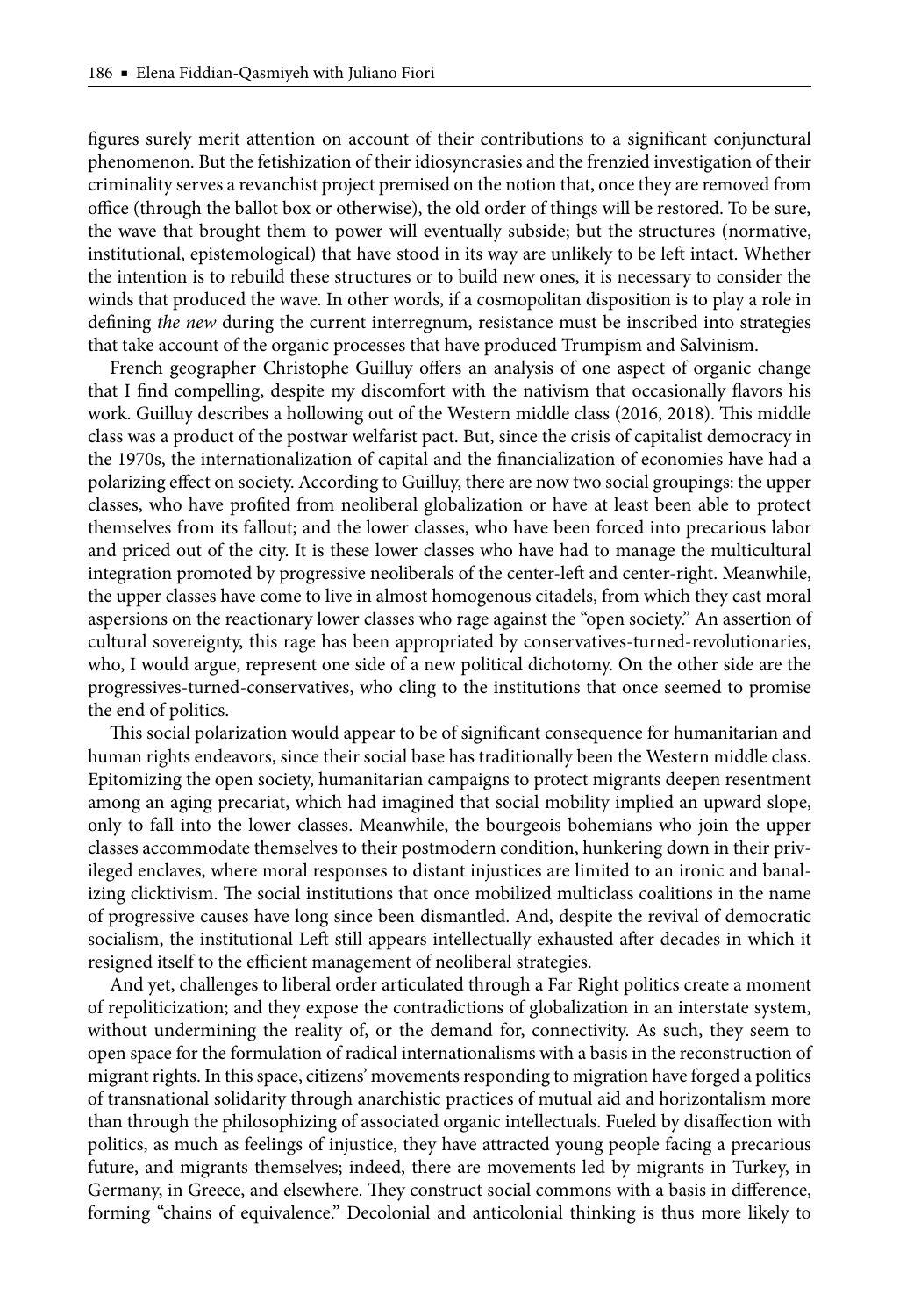figures surely merit attention on account of their contributions to a significant conjunctural phenomenon. But the fetishization of their idiosyncrasies and the frenzied investigation of their criminality serves a revanchist project premised on the notion that, once they are removed from office (through the ballot box or otherwise), the old order of things will be restored. To be sure, the wave that brought them to power will eventually subside; but the structures (normative, institutional, epistemological) that have stood in its way are unlikely to be left intact. Whether the intention is to rebuild these structures or to build new ones, it is necessary to consider the winds that produced the wave. In other words, if a cosmopolitan disposition is to play a role in defining *the new* during the current interregnum, resistance must be inscribed into strategies that take account of the organic processes that have produced Trumpism and Salvinism.

French geographer Christophe Guilluy offers an analysis of one aspect of organic change that I find compelling, despite my discomfort with the nativism that occasionally flavors his work. Guilluy describes a hollowing out of the Western middle class (2016, 2018). This middle class was a product of the postwar welfarist pact. But, since the crisis of capitalist democracy in the 1970s, the internationalization of capital and the financialization of economies have had a polarizing effect on society. According to Guilluy, there are now two social groupings: the upper classes, who have profited from neoliberal globalization or have at least been able to protect themselves from its fallout; and the lower classes, who have been forced into precarious labor and priced out of the city. It is these lower classes who have had to manage the multicultural integration promoted by progressive neoliberals of the center-left and center-right. Meanwhile, the upper classes have come to live in almost homogenous citadels, from which they cast moral aspersions on the reactionary lower classes who rage against the "open society." An assertion of cultural sovereignty, this rage has been appropriated by conservatives-turned-revolutionaries, who, I would argue, represent one side of a new political dichotomy. On the other side are the progressives-turned-conservatives, who cling to the institutions that once seemed to promise the end of politics.

This social polarization would appear to be of significant consequence for humanitarian and human rights endeavors, since their social base has traditionally been the Western middle class. Epitomizing the open society, humanitarian campaigns to protect migrants deepen resentment among an aging precariat, which had imagined that social mobility implied an upward slope, only to fall into the lower classes. Meanwhile, the bourgeois bohemians who join the upper classes accommodate themselves to their postmodern condition, hunkering down in their privileged enclaves, where moral responses to distant injustices are limited to an ironic and banalizing clicktivism. The social institutions that once mobilized multiclass coalitions in the name of progressive causes have long since been dismantled. And, despite the revival of democratic socialism, the institutional Left still appears intellectually exhausted after decades in which it resigned itself to the efficient management of neoliberal strategies.

And yet, challenges to liberal order articulated through a Far Right politics create a moment of repoliticization; and they expose the contradictions of globalization in an interstate system, without undermining the reality of, or the demand for, connectivity. As such, they seem to open space for the formulation of radical internationalisms with a basis in the reconstruction of migrant rights. In this space, citizens' movements responding to migration have forged a politics of transnational solidarity through anarchistic practices of mutual aid and horizontalism more than through the philosophizing of associated organic intellectuals. Fueled by disaffection with politics, as much as feelings of injustice, they have attracted young people facing a precarious future, and migrants themselves; indeed, there are movements led by migrants in Turkey, in Germany, in Greece, and elsewhere. They construct social commons with a basis in difference, forming "chains of equivalence." Decolonial and anticolonial thinking is thus more likely to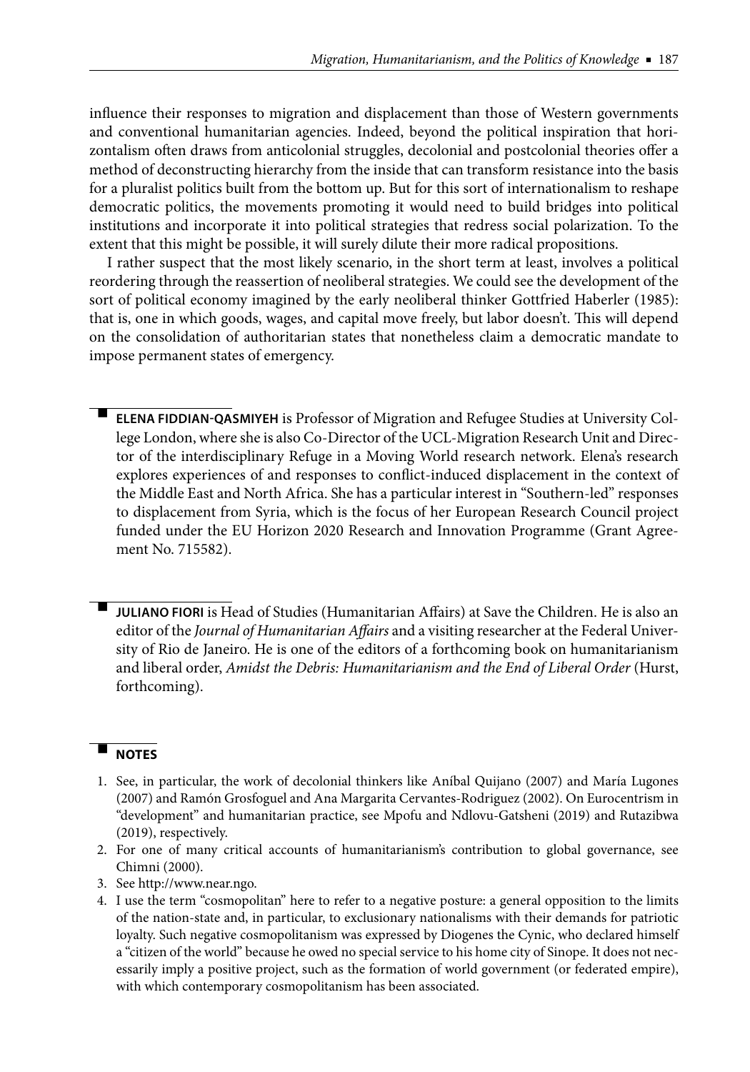influence their responses to migration and displacement than those of Western governments and conventional humanitarian agencies. Indeed, beyond the political inspiration that horizontalism often draws from anticolonial struggles, decolonial and postcolonial theories offer a method of deconstructing hierarchy from the inside that can transform resistance into the basis for a pluralist politics built from the bottom up. But for this sort of internationalism to reshape democratic politics, the movements promoting it would need to build bridges into political institutions and incorporate it into political strategies that redress social polarization. To the extent that this might be possible, it will surely dilute their more radical propositions.

I rather suspect that the most likely scenario, in the short term at least, involves a political reordering through the reassertion of neoliberal strategies. We could see the development of the sort of political economy imagined by the early neoliberal thinker Gottfried Haberler (1985): that is, one in which goods, wages, and capital move freely, but labor doesn't. This will depend on the consolidation of authoritarian states that nonetheless claim a democratic mandate to impose permanent states of emergency.

**ELENA FIDDIAN-QASMIYEH** is Professor of Migration and Refugee Studies at University College London, where she is also Co-Director of the UCL-Migration Research Unit and Director of the interdisciplinary Refuge in a Moving World research network. Elena's research explores experiences of and responses to conflict-induced displacement in the context of the Middle East and North Africa. She has a particular interest in "Southern-led" responses to displacement from Syria, which is the focus of her European Research Council project funded under the EU Horizon 2020 Research and Innovation Programme (Grant Agreement No. 715582).

**JULIANO FIORI** is Head of Studies (Humanitarian Affairs) at Save the Children. He is also an editor of the *Journal of Humanitarian Affairs* and a visiting researcher at the Federal University of Rio de Janeiro. He is one of the editors of a forthcoming book on humanitarianism and liberal order, *Amidst the Debris: Humanitarianism and the End of Liberal Order* (Hurst, forthcoming).

## NOTES

1. See, in particular, the work of decolonial thinkers like Aníbal Quijano (2007) and María Lugones (2007) and Ramón Grosfoguel and Ana Margarita Cervantes-Rodriguez (2002). On Eurocentrism in "development" and humanitarian practice, see Mpofu and Ndlovu-Gatsheni (2019) and Rutazibwa (2019), respectively.
2. For one of many critical accounts of humanitarianism's contribution to global governance, see Chimni (2000).
3. See http://www.near.ngo.
4. I use the term "cosmopolitan" here to refer to a negative posture: a general opposition to the limits of the nation-state and, in particular, to exclusionary nationalisms with their demands for patriotic loyalty. Such negative cosmopolitanism was expressed by Diogenes the Cynic, who declared himself a "citizen of the world" because he owed no special service to his home city of Sinope. It does not necessarily imply a positive project, such as the formation of world government (or federated empire), with which contemporary cosmopolitanism has been associated.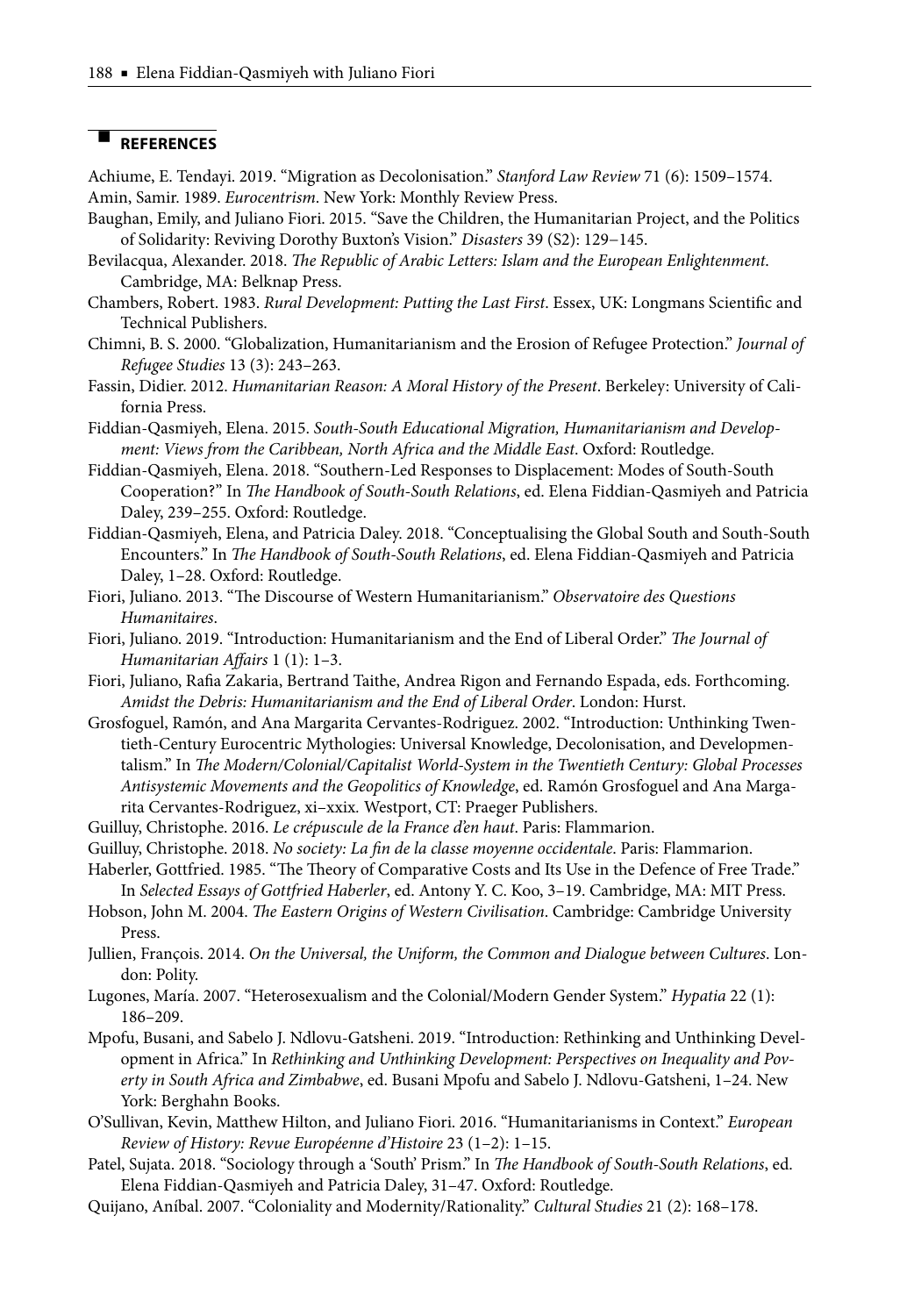## REFERENCES

Achiume, E. Tendayi. 2019. "Migration as Decolonisation." *Stanford Law Review* 71 (6): 1509–1574.

Amin, Samir. 1989. *Eurocentrism*. New York: Monthly Review Press.

Baughan, Emily, and Juliano Fiori. 2015. "Save the Children, the Humanitarian Project, and the Politics of Solidarity: Reviving Dorothy Buxton's Vision." *Disasters* 39 (S2): 129–145.

Bevilacqua, Alexander. 2018. *The Republic of Arabic Letters: Islam and the European Enlightenment*. Cambridge, MA: Belknap Press.

Chambers, Robert. 1983. *Rural Development: Putting the Last First*. Essex, UK: Longmans Scientific and Technical Publishers.

Chimni, B. S. 2000. "Globalization, Humanitarianism and the Erosion of Refugee Protection." *Journal of Refugee Studies* 13 (3): 243–263.

Fassin, Didier. 2012. *Humanitarian Reason: A Moral History of the Present*. Berkeley: University of California Press.

Fiddian-Qasmiyeh, Elena. 2015. *South-South Educational Migration, Humanitarianism and Development: Views from the Caribbean, North Africa and the Middle East*. Oxford: Routledge.

Fiddian-Qasmiyeh, Elena. 2018. "Southern-Led Responses to Displacement: Modes of South-South Cooperation?" In *The Handbook of South-South Relations*, ed. Elena Fiddian-Qasmiyeh and Patricia Daley, 239–255. Oxford: Routledge.

Fiddian-Qasmiyeh, Elena, and Patricia Daley. 2018. "Conceptualising the Global South and South-South Encounters." In *The Handbook of South-South Relations*, ed. Elena Fiddian-Qasmiyeh and Patricia Daley, 1–28. Oxford: Routledge.

Fiori, Juliano. 2013. "The Discourse of Western Humanitarianism." *Observatoire des Questions Humanitaires*.

Fiori, Juliano. 2019. "Introduction: Humanitarianism and the End of Liberal Order." *The Journal of Humanitarian Affairs* 1 (1): 1–3.

Fiori, Juliano, Rafia Zakaria, Bertrand Taithe, Andrea Rigon and Fernando Espada, eds. Forthcoming. *Amidst the Debris: Humanitarianism and the End of Liberal Order*. London: Hurst.

Grosfoguel, Ramón, and Ana Margarita Cervantes-Rodriguez. 2002. "Introduction: Unthinking Twentieth-Century Eurocentric Mythologies: Universal Knowledge, Decolonisation, and Developmentalism." In *The Modern/Colonial/Capitalist World-System in the Twentieth Century: Global Processes Antisystemic Movements and the Geopolitics of Knowledge*, ed. Ramón Grosfoguel and Ana Margarita Cervantes-Rodriguez, xi–xxix. Westport, CT: Praeger Publishers.

Guilluy, Christophe. 2016. *Le crépuscule de la France d'en haut*. Paris: Flammarion.

Guilluy, Christophe. 2018. *No society: La fin de la classe moyenne occidentale*. Paris: Flammarion.

Haberler, Gottfried. 1985. "The Theory of Comparative Costs and Its Use in the Defence of Free Trade." In *Selected Essays of Gottfried Haberler*, ed. Antony Y. C. Koo, 3–19. Cambridge, MA: MIT Press.

Hobson, John M. 2004. *The Eastern Origins of Western Civilisation*. Cambridge: Cambridge University Press.

Jullien, François. 2014. *On the Universal, the Uniform, the Common and Dialogue between Cultures*. London: Polity.

Lugones, María. 2007. "Heterosexualism and the Colonial/Modern Gender System." *Hypatia* 22 (1): 186–209.

Mpofu, Busani, and Sabelo J. Ndlovu-Gatsheni. 2019. "Introduction: Rethinking and Unthinking Development in Africa." In *Rethinking and Unthinking Development: Perspectives on Inequality and Poverty in South Africa and Zimbabwe*, ed. Busani Mpofu and Sabelo J. Ndlovu-Gatsheni, 1–24. New York: Berghahn Books.

O'Sullivan, Kevin, Matthew Hilton, and Juliano Fiori. 2016. "Humanitarianisms in Context." *European Review of History: Revue Européenne d'Histoire* 23 (1–2): 1–15.

Patel, Sujata. 2018. "Sociology through a 'South' Prism." In *The Handbook of South-South Relations*, ed. Elena Fiddian-Qasmiyeh and Patricia Daley, 31–47. Oxford: Routledge.

Quijano, Aníbal. 2007. "Coloniality and Modernity/Rationality." *Cultural Studies* 21 (2): 168–178.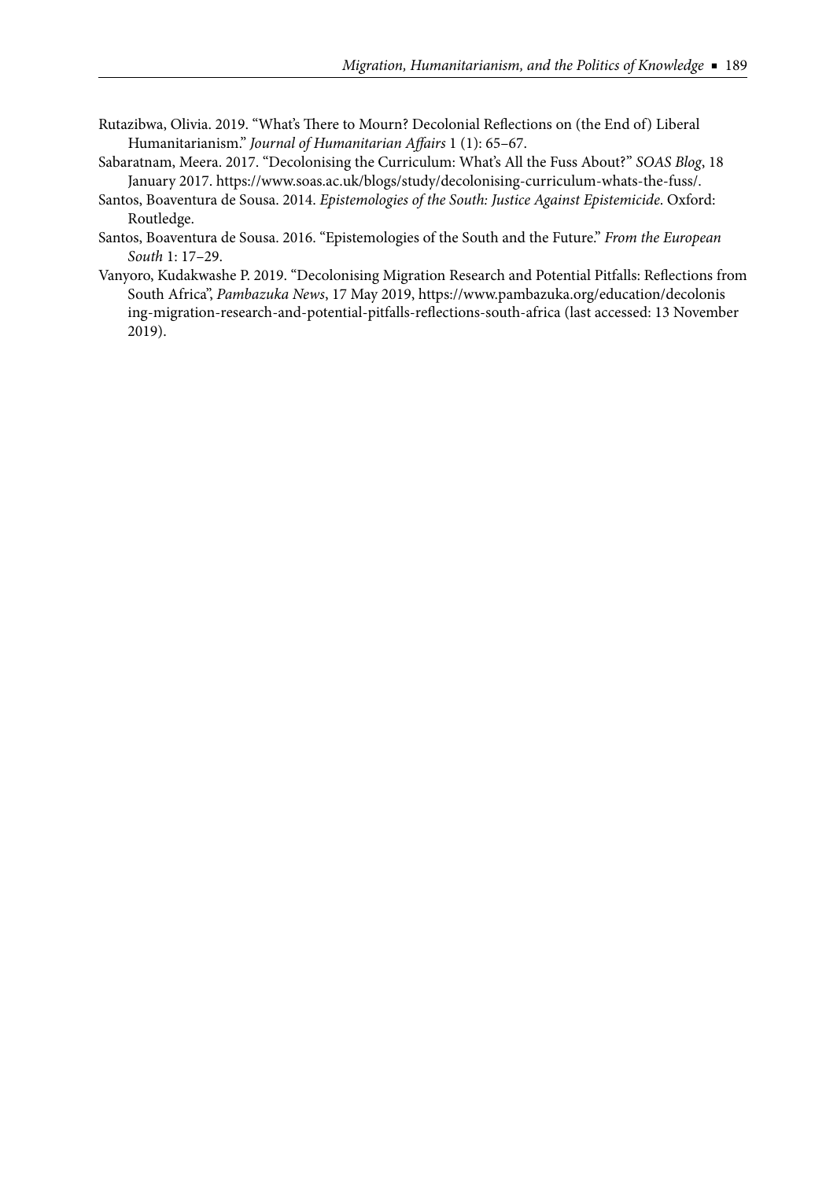Rutazibwa, Olivia. 2019. "What's There to Mourn? Decolonial Reflections on (the End of) Liberal Humanitarianism." *Journal of Humanitarian Affairs* 1 (1): 65–67.

Sabaratnam, Meera. 2017. "Decolonising the Curriculum: What's All the Fuss About?" *SOAS Blog*, 18 January 2017. https://www.soas.ac.uk/blogs/study/decolonising-curriculum-whats-the-fuss/.

Santos, Boaventura de Sousa. 2014. *Epistemologies of the South: Justice Against Epistemicide*. Oxford: Routledge.

Santos, Boaventura de Sousa. 2016. "Epistemologies of the South and the Future." *From the European South* 1: 17–29.

Vanyoro, Kudakwashe P. 2019. "Decolonising Migration Research and Potential Pitfalls: Reflections from South Africa", *Pambazuka News*, 17 May 2019, https://www.pambazuka.org/education/decolonising-migration-research-and-potential-pitfalls-reflections-south-africa (last accessed: 13 November 2019).